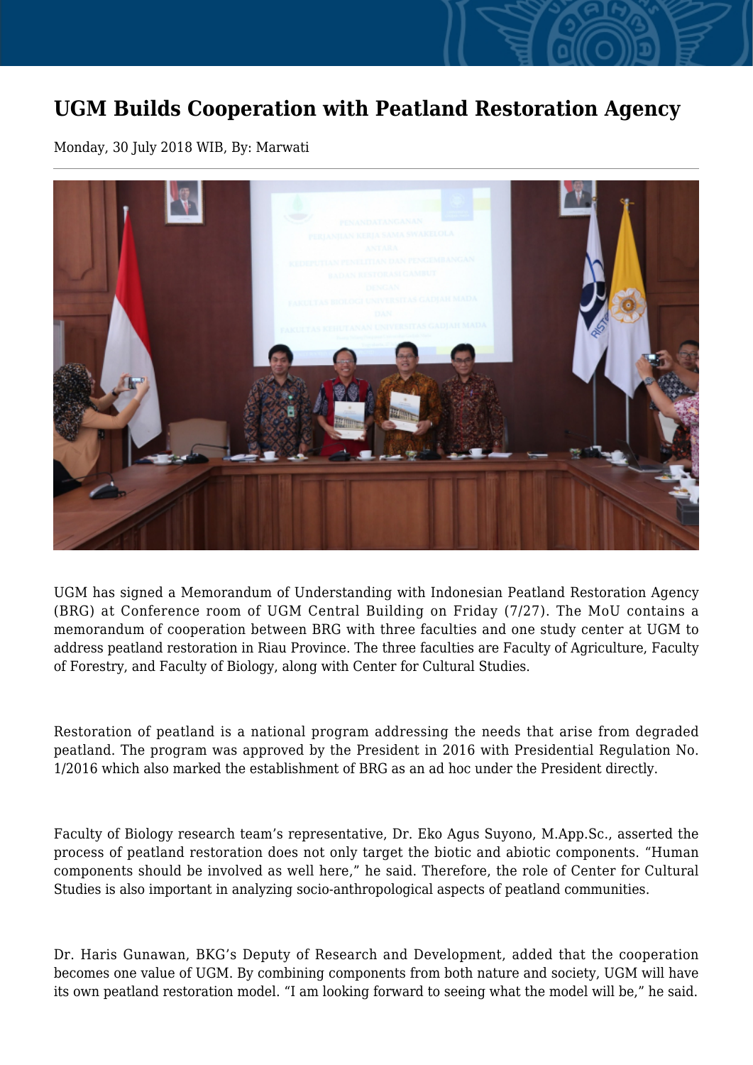# UGM Builds Cooperation with Peatland Restoration Agency

Monday, 30 July 2018 WIB, By: Marwati

---

UGM has signed a Memorandum of Understanding with Indonesian Peatland Restoration Agency (BRG) at Conference room of UGM Central Building on Friday (7/27). The MoU contains a memorandum of cooperation between BRG with three faculties and one study center at UGM to address peatland restoration in Riau Province. The three faculties are Faculty of Agriculture, Faculty of Forestry, and Faculty of Biology, along with Center for Cultural Studies.

Restoration of peatland is a national program addressing the needs that arise from degraded peatland. The program was approved by the President in 2016 with Presidential Regulation No. 1/2016 which also marked the establishment of BRG as an ad hoc under the President directly.

Faculty of Biology research team's representative, Dr. Eko Agus Suyono, M.App.Sc., asserted the process of peatland restoration does not only target the biotic and abiotic components. "Human components should be involved as well here," he said. Therefore, the role of Center for Cultural Studies is also important in analyzing socio-anthropological aspects of peatland communities.

Dr. Haris Gunawan, BKG's Deputy of Research and Development, added that the cooperation becomes one value of UGM. By combining components from both nature and society, UGM will have its own peatland restoration model. "I am looking forward to seeing what the model will be," he said.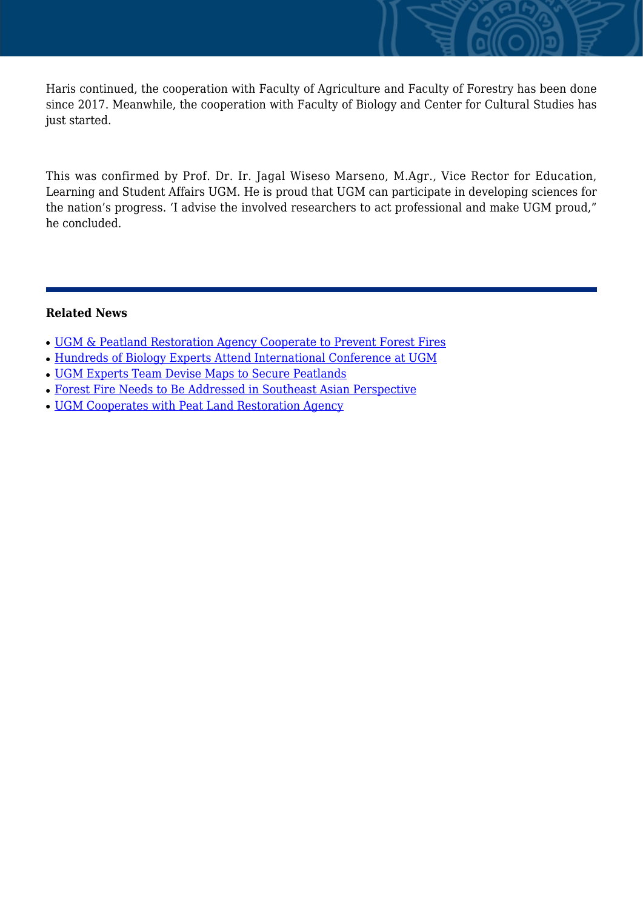Haris continued, the cooperation with Faculty of Agriculture and Faculty of Forestry has been done since 2017. Meanwhile, the cooperation with Faculty of Biology and Center for Cultural Studies has just started.

This was confirmed by Prof. Dr. Ir. Jagal Wiseso Marseno, M.Agr., Vice Rector for Education, Learning and Student Affairs UGM. He is proud that UGM can participate in developing sciences for the nation's progress. 'I advise the involved researchers to act professional and make UGM proud," he concluded.

---

**Related News**

- UGM & Peatland Restoration Agency Cooperate to Prevent Forest Fires
- Hundreds of Biology Experts Attend International Conference at UGM
- UGM Experts Team Devise Maps to Secure Peatlands
- Forest Fire Needs to Be Addressed in Southeast Asian Perspective
- UGM Cooperates with Peat Land Restoration Agency